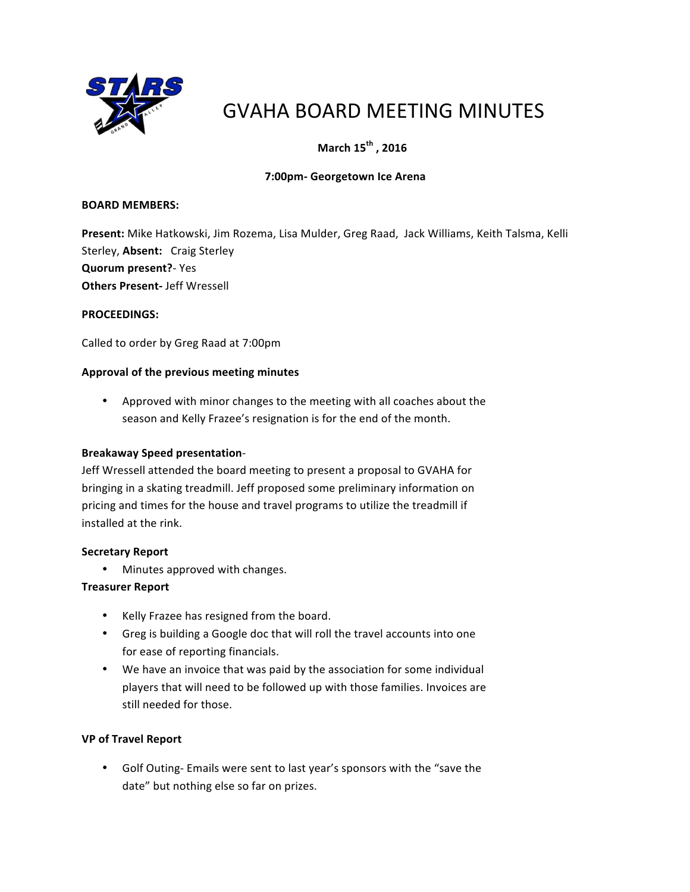# GVAHA BOARD MEETING MINUTES

**March 15th, 2016**

**7:00pm- Georgetown Ice Arena**

**BOARD MEMBERS:**

**Present:** Mike Hatkowski, Jim Rozema, Lisa Mulder, Greg Raad, Jack Williams, Keith Talsma, Kelli Sterley, **Absent:** Craig Sterley
**Quorum present?**- Yes
**Others Present-** Jeff Wressell

**PROCEEDINGS:**

Called to order by Greg Raad at 7:00pm

**Approval of the previous meeting minutes**

- Approved with minor changes to the meeting with all coaches about the season and Kelly Frazee's resignation is for the end of the month.

**Breakaway Speed presentation**-
Jeff Wressell attended the board meeting to present a proposal to GVAHA for bringing in a skating treadmill. Jeff proposed some preliminary information on pricing and times for the house and travel programs to utilize the treadmill if installed at the rink.

**Secretary Report**

- Minutes approved with changes.

**Treasurer Report**

- Kelly Frazee has resigned from the board.
- Greg is building a Google doc that will roll the travel accounts into one for ease of reporting financials.
- We have an invoice that was paid by the association for some individual players that will need to be followed up with those families. Invoices are still needed for those.

**VP of Travel Report**

- Golf Outing- Emails were sent to last year's sponsors with the "save the date" but nothing else so far on prizes.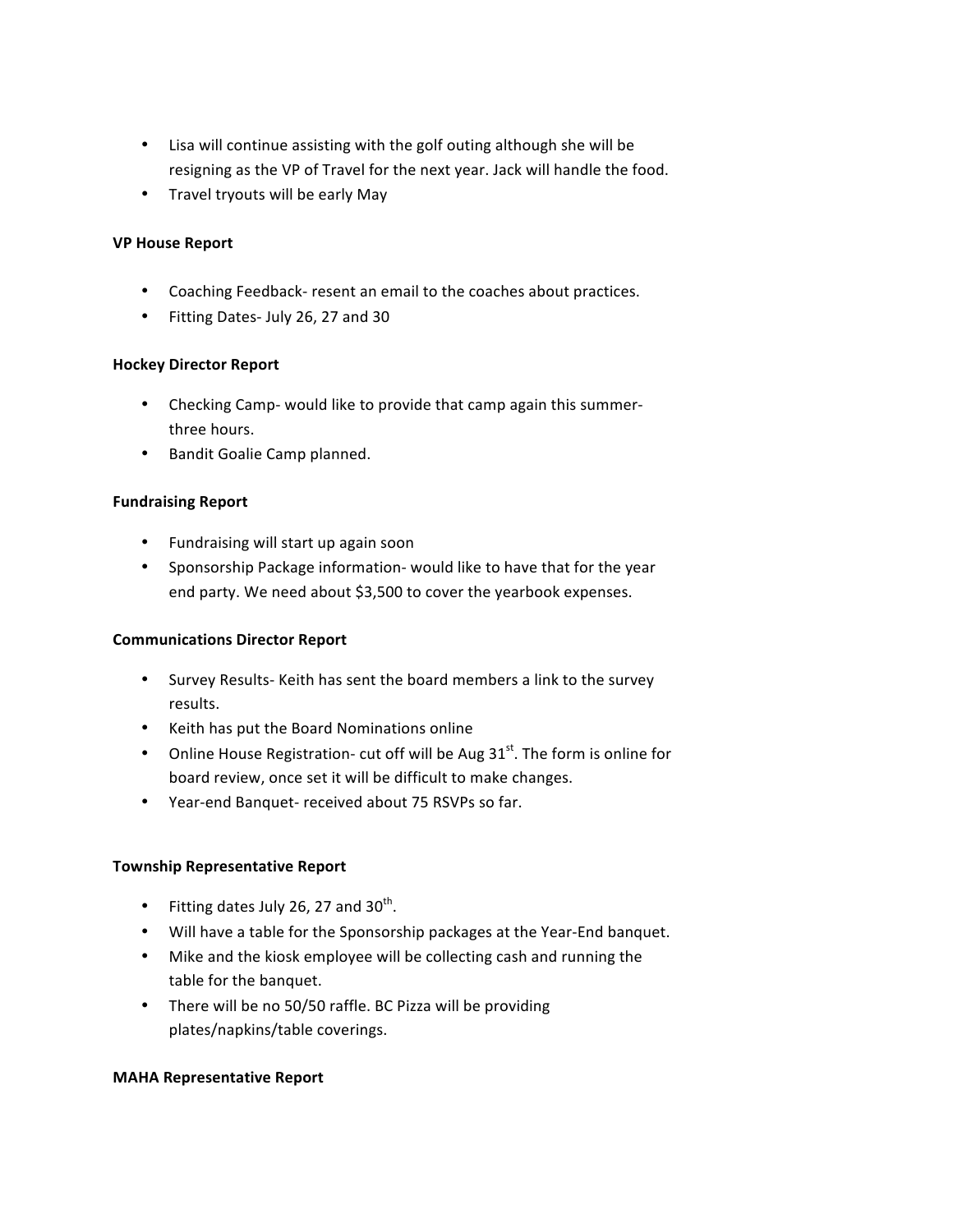- Lisa will continue assisting with the golf outing although she will be resigning as the VP of Travel for the next year. Jack will handle the food.
- Travel tryouts will be early May

**VP House Report**

- Coaching Feedback- resent an email to the coaches about practices.
- Fitting Dates- July 26, 27 and 30

**Hockey Director Report**

- Checking Camp- would like to provide that camp again this summer- three hours.
- Bandit Goalie Camp planned.

**Fundraising Report**

- Fundraising will start up again soon
- Sponsorship Package information- would like to have that for the year end party. We need about $3,500 to cover the yearbook expenses.

**Communications Director Report**

- Survey Results- Keith has sent the board members a link to the survey results.
- Keith has put the Board Nominations online
- Online House Registration- cut off will be Aug 31st. The form is online for board review, once set it will be difficult to make changes.
- Year-end Banquet- received about 75 RSVPs so far.

**Township Representative Report**

- Fitting dates July 26, 27 and 30th.
- Will have a table for the Sponsorship packages at the Year-End banquet.
- Mike and the kiosk employee will be collecting cash and running the table for the banquet.
- There will be no 50/50 raffle. BC Pizza will be providing plates/napkins/table coverings.

**MAHA Representative Report**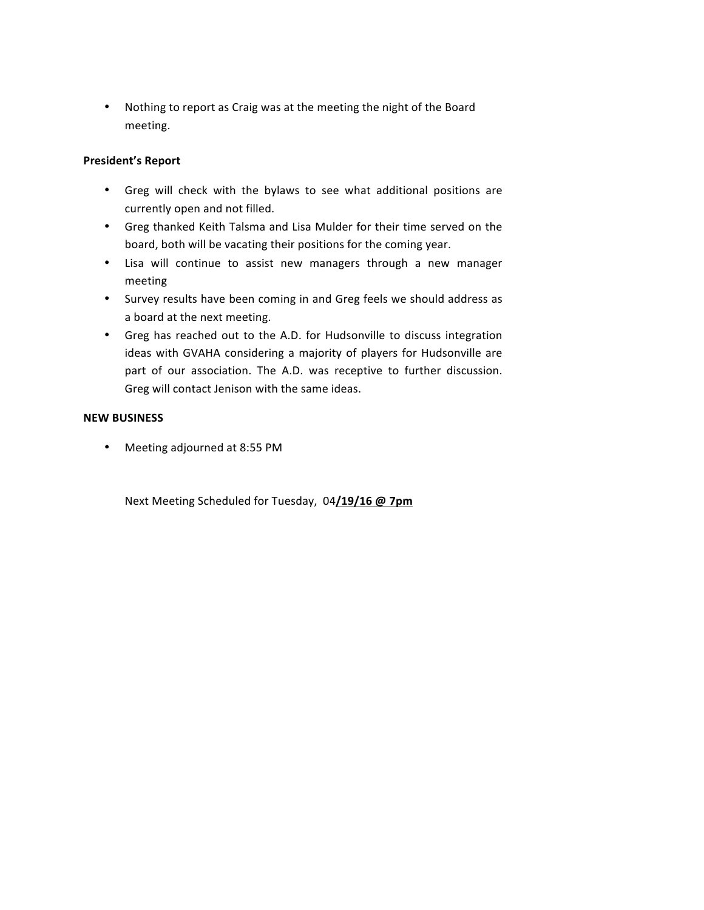- Nothing to report as Craig was at the meeting the night of the Board meeting.

**President's Report**

- Greg will check with the bylaws to see what additional positions are currently open and not filled.
- Greg thanked Keith Talsma and Lisa Mulder for their time served on the board, both will be vacating their positions for the coming year.
- Lisa will continue to assist new managers through a new manager meeting
- Survey results have been coming in and Greg feels we should address as a board at the next meeting.
- Greg has reached out to the A.D. for Hudsonville to discuss integration ideas with GVAHA considering a majority of players for Hudsonville are part of our association. The A.D. was receptive to further discussion. Greg will contact Jenison with the same ideas.

**NEW BUSINESS**

- Meeting adjourned at 8:55 PM

Next Meeting Scheduled for Tuesday, 04**/19/16 @ 7pm**